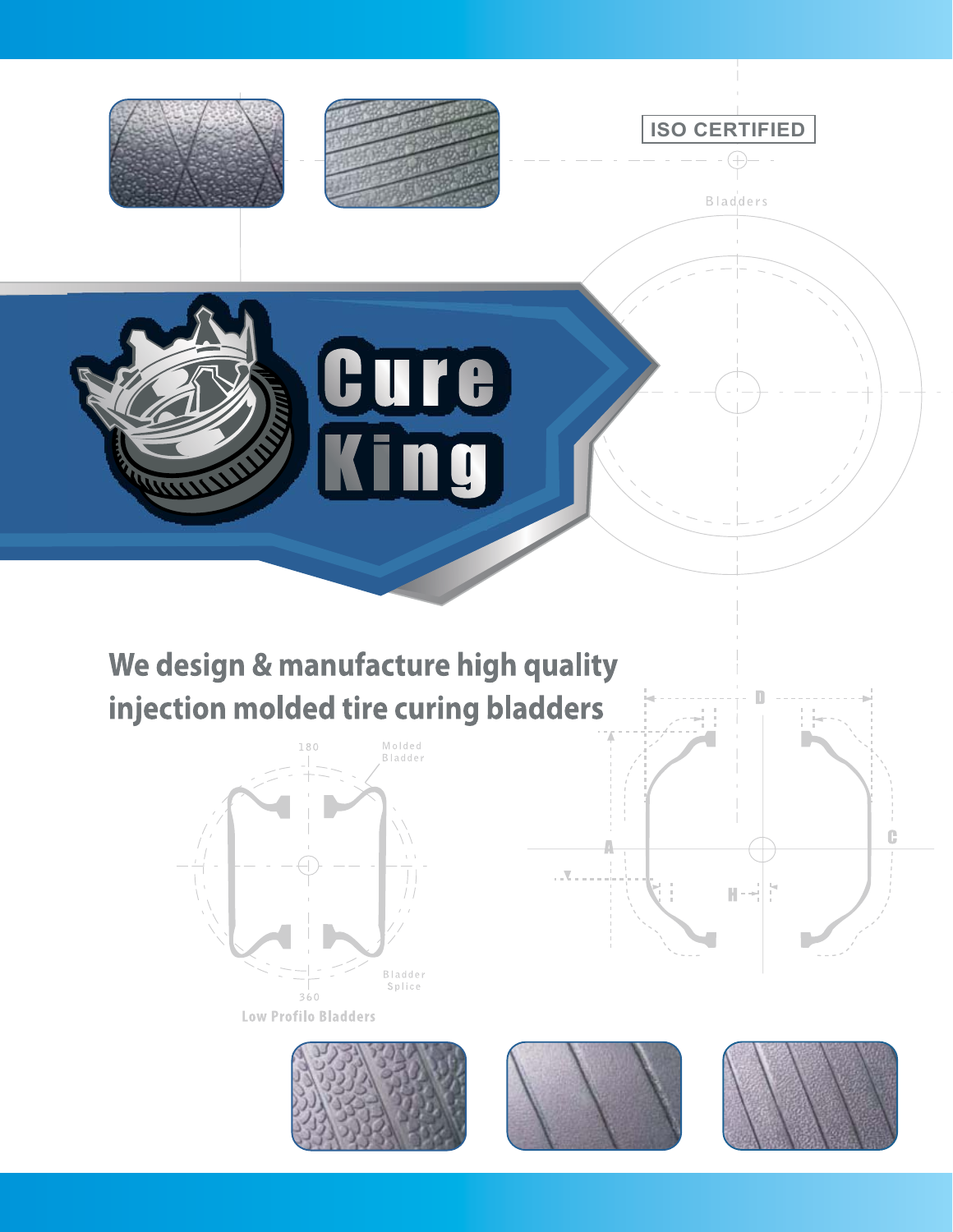ISO CERTIFIED

Bladders

# Cure King

## We design & manufacture high quality injection molded tire curing bladders

180

Molded Bladder

Bladder Splice

360

Low Profilo Bladders

D

A

C

H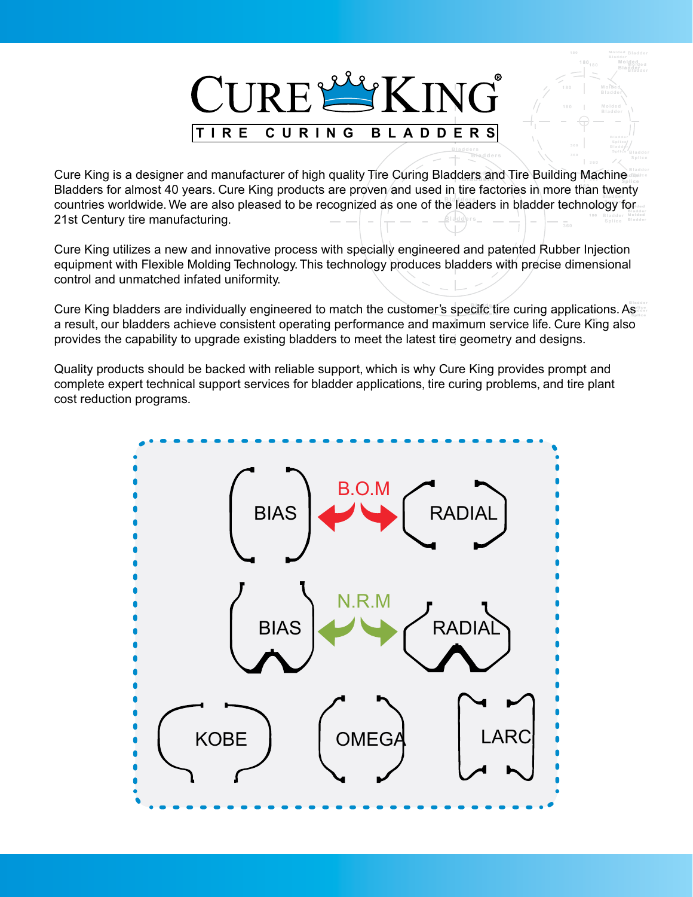# CURE KING®

**TIRE CURING BLADDERS**

Cure King is a designer and manufacturer of high quality Tire Curing Bladders and Tire Building Machine Bladders for almost 40 years. Cure King products are proven and used in tire factories in more than twenty countries worldwide. We are also pleased to be recognized as one of the leaders in bladder technology for 21st Century tire manufacturing.

Cure King utilizes a new and innovative process with specially engineered and patented Rubber Injection equipment with Flexible Molding Technology. This technology produces bladders with precise dimensional control and unmatched infated uniformity.

Cure King bladders are individually engineered to match the customer's specifc tire curing applications. As a result, our bladders achieve consistent operating performance and maximum service life. Cure King also provides the capability to upgrade existing bladders to meet the latest tire geometry and designs.

Quality products should be backed with reliable support, which is why Cure King provides prompt and complete expert technical support services for bladder applications, tire curing problems, and tire plant cost reduction programs.

BIAS — B.O.M — RADIAL

BIAS — N.R.M — RADIAL

KOBE

OMEGA

LARC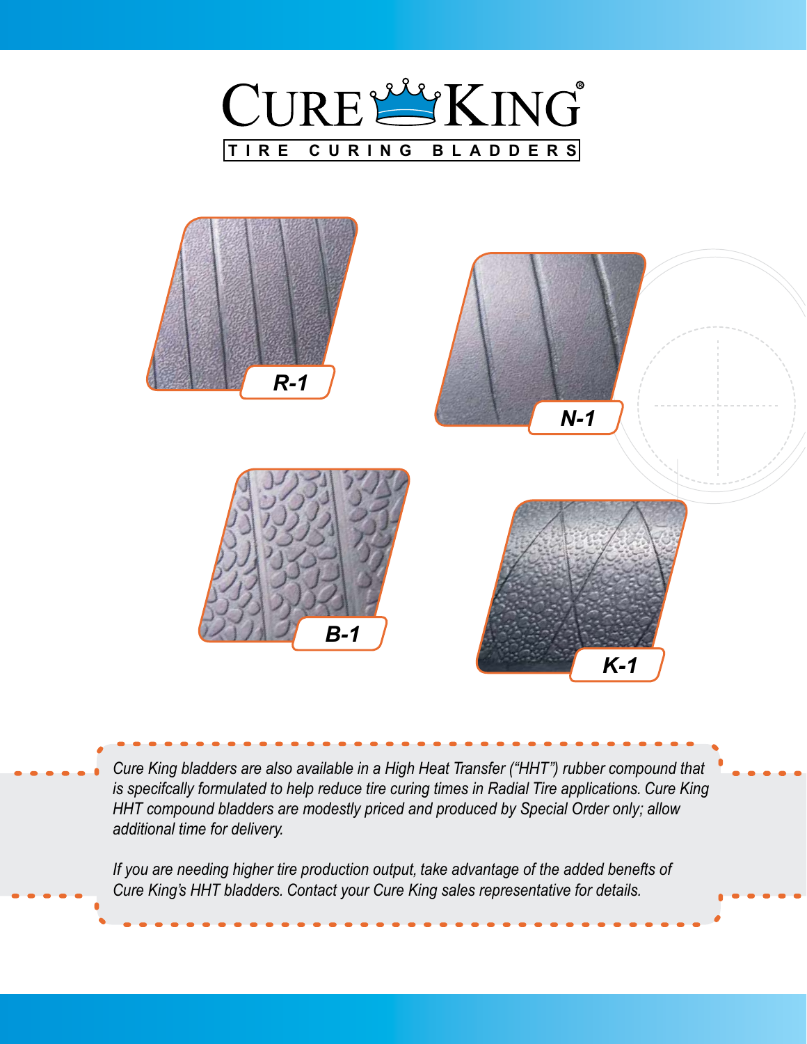# CURE KING®

TIRE CURING BLADDERS

R-1

N-1

B-1

K-1

*Cure King bladders are also available in a High Heat Transfer ("HHT") rubber compound that is specifcally formulated to help reduce tire curing times in Radial Tire applications. Cure King HHT compound bladders are modestly priced and produced by Special Order only; allow additional time for delivery.*

*If you are needing higher tire production output, take advantage of the added benefts of Cure King's HHT bladders. Contact your Cure King sales representative for details.*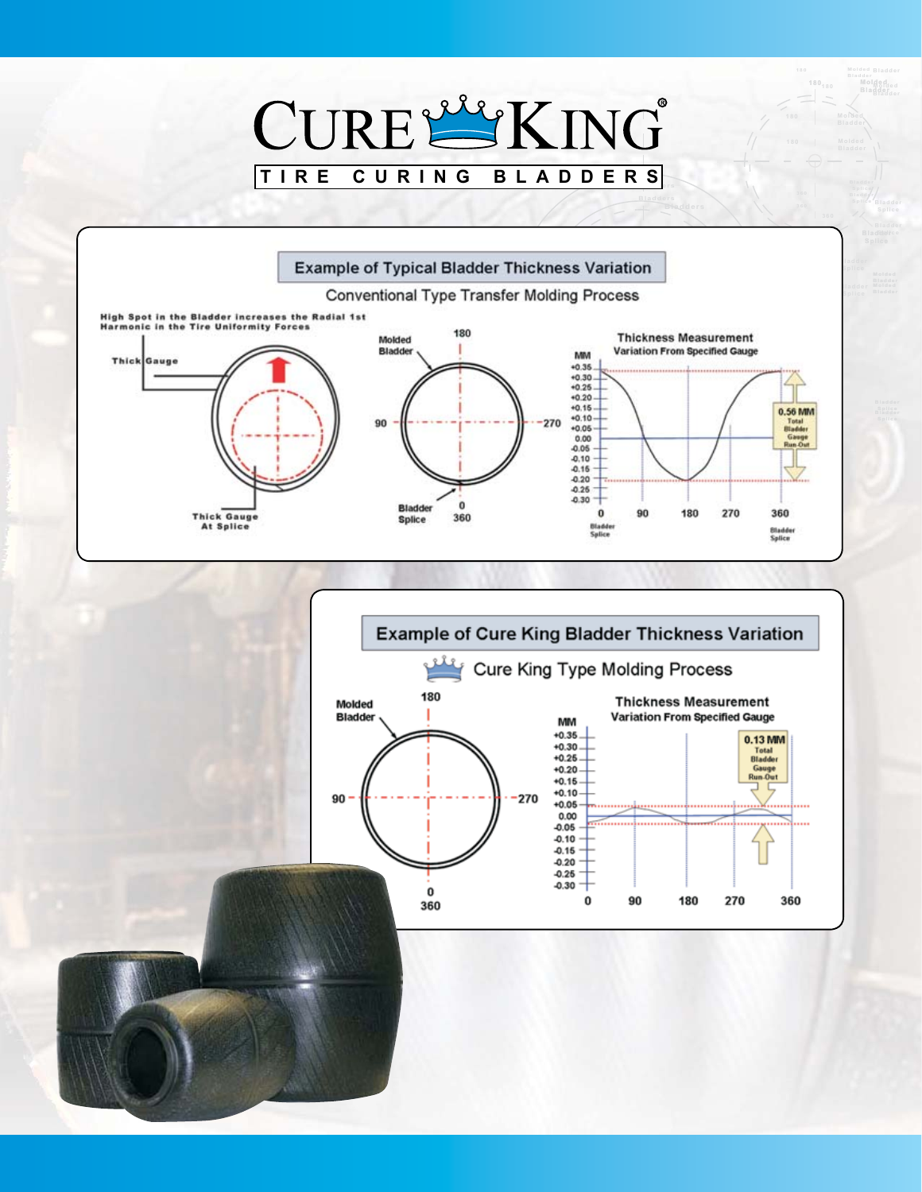# CURE KING®

TIRE CURING BLADDERS

## Example of Typical Bladder Thickness Variation

Conventional Type Transfer Molding Process

High Spot in the Bladder increases the Radial 1st Harmonic in the Tire Uniformity Forces

Thick Gauge

Thick Gauge At Splice

Molded Bladder

Bladder Splice

180 · 90 · 270 · 0 · 360

Thickness Measurement Variation From Specified Gauge

MM: +0.35, +0.30, +0.25, +0.20, +0.15, +0.10, +0.05, 0.00, -0.05, -0.10, -0.15, -0.20, -0.25, -0.30

0 · 90 · 180 · 270 · 360

Bladder Splice · Bladder Splice

0.56 MM Total Bladder Gauge Run-Out

## Example of Cure King Bladder Thickness Variation

Cure King Type Molding Process

Molded Bladder

180 · 90 · 270 · 0 · 360

Thickness Measurement Variation From Specified Gauge

MM: +0.35, +0.30, +0.25, +0.20, +0.15, +0.10, +0.05, 0.00, -0.05, -0.10, -0.15, -0.20, -0.25, -0.30

0 · 90 · 180 · 270 · 360

0.13 MM Total Bladder Gauge Run-Out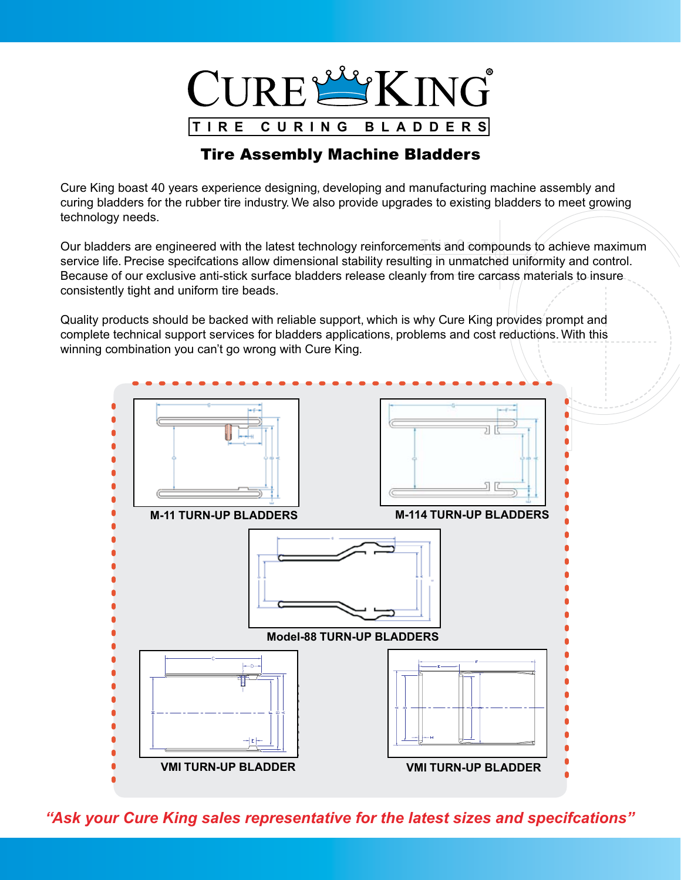# CURE KING®

**TIRE CURING BLADDERS**

## Tire Assembly Machine Bladders

Cure King boast 40 years experience designing, developing and manufacturing machine assembly and curing bladders for the rubber tire industry. We also provide upgrades to existing bladders to meet growing technology needs.

Our bladders are engineered with the latest technology reinforcements and compounds to achieve maximum service life. Precise specifcations allow dimensional stability resulting in unmatched uniformity and control. Because of our exclusive anti-stick surface bladders release cleanly from tire carcass materials to insure consistently tight and uniform tire beads.

Quality products should be backed with reliable support, which is why Cure King provides prompt and complete technical support services for bladders applications, problems and cost reductions. With this winning combination you can't go wrong with Cure King.

**M-11 TURN-UP BLADDERS**

**M-114 TURN-UP BLADDERS**

**Model-88 TURN-UP BLADDERS**

**VMI TURN-UP BLADDER**

**VMI TURN-UP BLADDER**

*"Ask your Cure King sales representative for the latest sizes and specfcations"*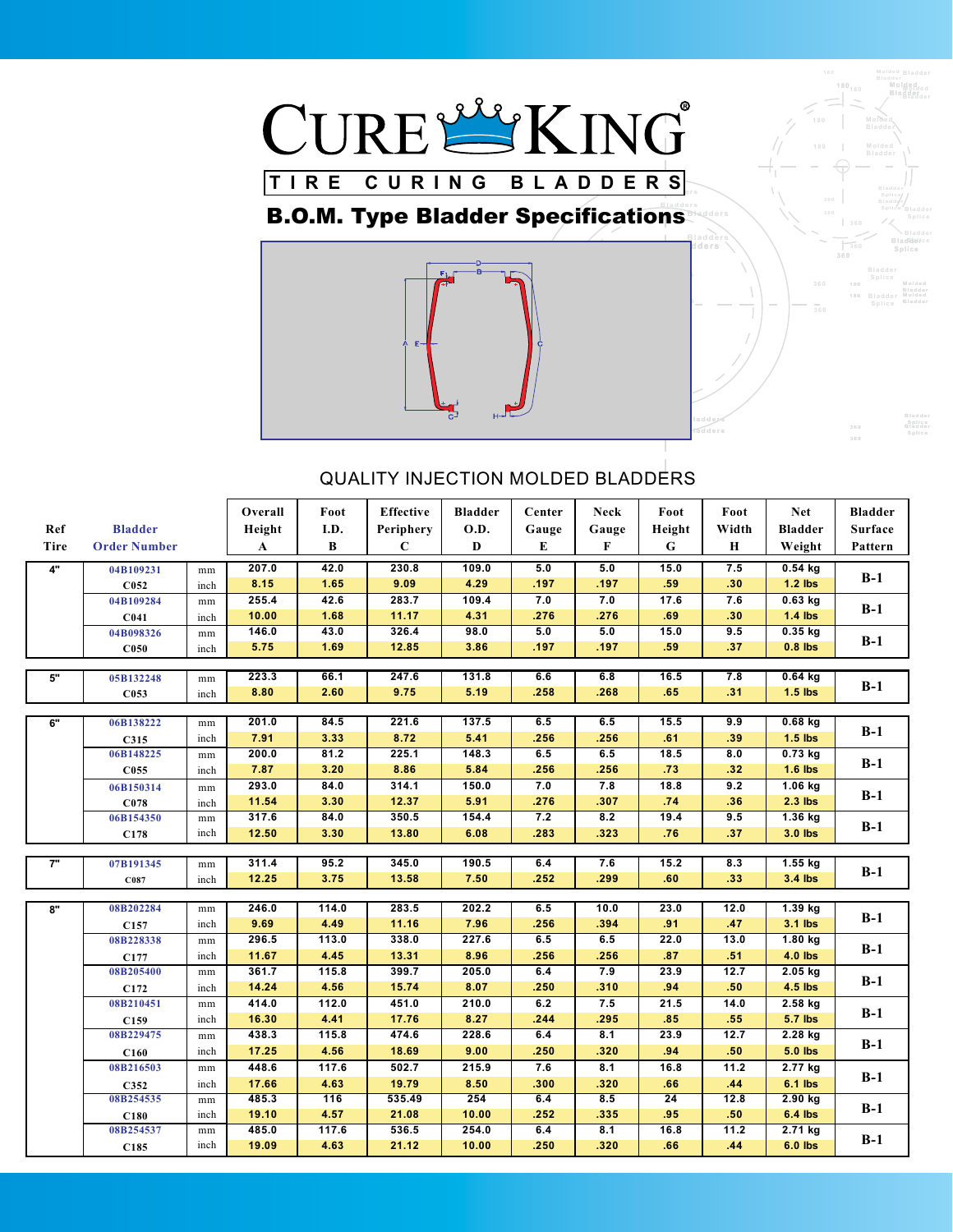# CURE KING®

## TIRE CURING BLADDERS

## B.O.M. Type Bladder Specifications

QUALITY INJECTION MOLDED BLADDERS

| Ref Tire | Bladder Order Number | | Overall Height A | Foot I.D. B | Effective Periphery C | Bladder O.D. D | Center Gauge E | Neck Gauge F | Foot Height G | Foot Width H | Net Bladder Weight | Bladder Surface Pattern |
|---|---|---|---|---|---|---|---|---|---|---|---|---|
| 4" | 04B109231 | mm | 207.0 | 42.0 | 230.8 | 109.0 | 5.0 | 5.0 | 15.0 | 7.5 | 0.54 kg | B-1 |
| | C052 | inch | 8.15 | 1.65 | 9.09 | 4.29 | .197 | .197 | .59 | .30 | 1.2 lbs | |
| | 04B109284 | mm | 255.4 | 42.6 | 283.7 | 109.4 | 7.0 | 7.0 | 17.6 | 7.6 | 0.63 kg | B-1 |
| | C041 | inch | 10.00 | 1.68 | 11.17 | 4.31 | .276 | .276 | .69 | .30 | 1.4 lbs | |
| | 04B098326 | mm | 146.0 | 43.0 | 326.4 | 98.0 | 5.0 | 5.0 | 15.0 | 9.5 | 0.35 kg | B-1 |
| | C050 | inch | 5.75 | 1.69 | 12.85 | 3.86 | .197 | .197 | .59 | .37 | 0.8 lbs | |
| 5" | 05B132248 | mm | 223.3 | 66.1 | 247.6 | 131.8 | 6.6 | 6.8 | 16.5 | 7.8 | 0.64 kg | B-1 |
| | C053 | inch | 8.80 | 2.60 | 9.75 | 5.19 | .258 | .268 | .65 | .31 | 1.5 lbs | |
| 6" | 06B138222 | mm | 201.0 | 84.5 | 221.6 | 137.5 | 6.5 | 6.5 | 15.5 | 9.9 | 0.68 kg | B-1 |
| | C315 | inch | 7.91 | 3.33 | 8.72 | 5.41 | .256 | .256 | .61 | .39 | 1.5 lbs | |
| | 06B148225 | mm | 200.0 | 81.2 | 225.1 | 148.3 | 6.5 | 6.5 | 18.5 | 8.0 | 0.73 kg | B-1 |
| | C055 | inch | 7.87 | 3.20 | 8.86 | 5.84 | .256 | .256 | .73 | .32 | 1.6 lbs | |
| | 06B150314 | mm | 293.0 | 84.0 | 314.1 | 150.0 | 7.0 | 7.8 | 18.8 | 9.2 | 1.06 kg | B-1 |
| | C078 | inch | 11.54 | 3.30 | 12.37 | 5.91 | .276 | .307 | .74 | .36 | 2.3 lbs | |
| | 06B154350 | mm | 317.6 | 84.0 | 350.5 | 154.4 | 7.2 | 8.2 | 19.4 | 9.5 | 1.36 kg | B-1 |
| | C178 | inch | 12.50 | 3.30 | 13.80 | 6.08 | .283 | .323 | .76 | .37 | 3.0 lbs | |
| 7" | 07B191345 | mm | 311.4 | 95.2 | 345.0 | 190.5 | 6.4 | 7.6 | 15.2 | 8.3 | 1.55 kg | B-1 |
| | C087 | inch | 12.25 | 3.75 | 13.58 | 7.50 | .252 | .299 | .60 | .33 | 3.4 lbs | |
| 8" | 08B202284 | mm | 246.0 | 114.0 | 283.5 | 202.2 | 6.5 | 10.0 | 23.0 | 12.0 | 1.39 kg | B-1 |
| | C157 | inch | 9.69 | 4.49 | 11.16 | 7.96 | .256 | .394 | .91 | .47 | 3.1 lbs | |
| | 08B228338 | mm | 296.5 | 113.0 | 338.0 | 227.6 | 6.5 | 6.5 | 22.0 | 13.0 | 1.80 kg | B-1 |
| | C177 | inch | 11.67 | 4.45 | 13.31 | 8.96 | .256 | .256 | .87 | .51 | 4.0 lbs | |
| | 08B205400 | mm | 361.7 | 115.8 | 399.7 | 205.0 | 6.4 | 7.9 | 23.9 | 12.7 | 2.05 kg | B-1 |
| | C172 | inch | 14.24 | 4.56 | 15.74 | 8.07 | .250 | .310 | .94 | .50 | 4.5 lbs | |
| | 08B210451 | mm | 414.0 | 112.0 | 451.0 | 210.0 | 6.2 | 7.5 | 21.5 | 14.0 | 2.58 kg | B-1 |
| | C159 | inch | 16.30 | 4.41 | 17.76 | 8.27 | .244 | .295 | .85 | .55 | 5.7 lbs | |
| | 08B229475 | mm | 438.3 | 115.8 | 474.6 | 228.6 | 6.4 | 8.1 | 23.9 | 12.7 | 2.28 kg | B-1 |
| | C160 | inch | 17.25 | 4.56 | 18.69 | 9.00 | .250 | .320 | .94 | .50 | 5.0 lbs | |
| | 08B216503 | mm | 448.6 | 117.6 | 502.7 | 215.9 | 7.6 | 8.1 | 16.8 | 11.2 | 2.77 kg | B-1 |
| | C352 | inch | 17.66 | 4.63 | 19.79 | 8.50 | .300 | .320 | .66 | .44 | 6.1 lbs | |
| | 08B254535 | mm | 485.3 | 116 | 535.49 | 254 | 6.4 | 8.5 | 24 | 12.8 | 2.90 kg | B-1 |
| | C180 | inch | 19.10 | 4.57 | 21.08 | 10.00 | .252 | .335 | .95 | .50 | 6.4 lbs | |
| | 08B254537 | mm | 485.0 | 117.6 | 536.5 | 254.0 | 6.4 | 8.1 | 16.8 | 11.2 | 2.71 kg | B-1 |
| | C185 | inch | 19.09 | 4.63 | 21.12 | 10.00 | .250 | .320 | .66 | .44 | 6.0 lbs | |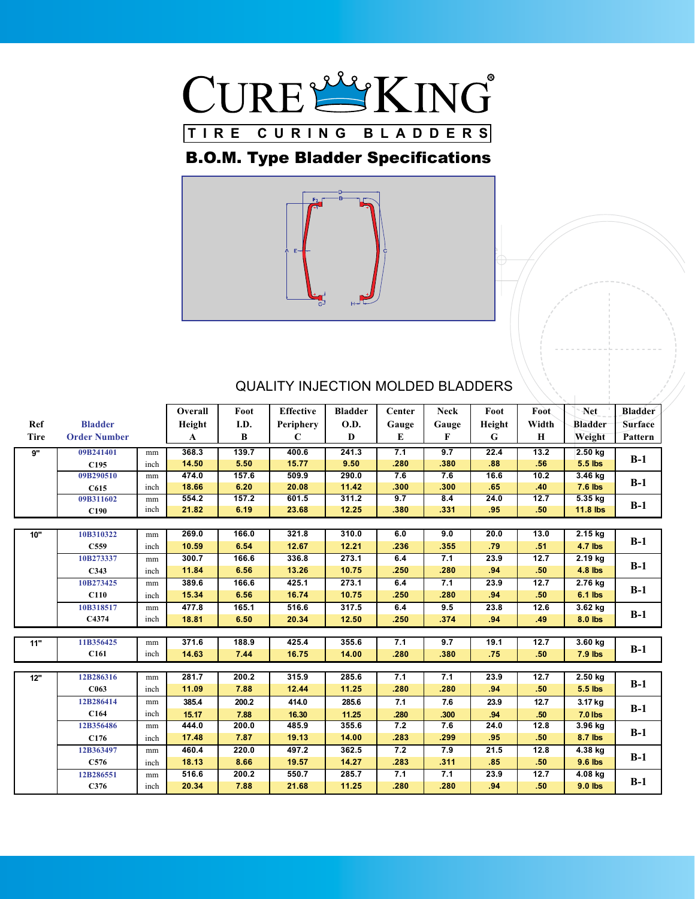# CURE KING®

**TIRE CURING BLADDERS**

## B.O.M. Type Bladder Specifications

QUALITY INJECTION MOLDED BLADDERS

| Ref Tire | Bladder Order Number | | Overall Height A | Foot I.D. B | Effective Periphery C | Bladder O.D. D | Center Gauge E | Neck Gauge F | Foot Height G | Foot Width H | Net Bladder Weight | Bladder Surface Pattern |
|---|---|---|---|---|---|---|---|---|---|---|---|---|
| 9" | 09B241401 | mm | 368.3 | 139.7 | 400.6 | 241.3 | 7.1 | 9.7 | 22.4 | 13.2 | 2.50 kg | B-1 |
| | C195 | inch | 14.50 | 5.50 | 15.77 | 9.50 | .280 | .380 | .88 | .56 | 5.5 lbs | |
| | 09B290510 | mm | 474.0 | 157.6 | 509.9 | 290.0 | 7.6 | 7.6 | 16.6 | 10.2 | 3.46 kg | B-1 |
| | C615 | inch | 18.66 | 6.20 | 20.08 | 11.42 | .300 | .300 | .65 | .40 | 7.6 lbs | |
| | 09B311602 | mm | 554.2 | 157.2 | 601.5 | 311.2 | 9.7 | 8.4 | 24.0 | 12.7 | 5.35 kg | B-1 |
| | C190 | inch | 21.82 | 6.19 | 23.68 | 12.25 | .380 | .331 | .95 | .50 | 11.8 lbs | |
| 10" | 10B310322 | mm | 269.0 | 166.0 | 321.8 | 310.0 | 6.0 | 9.0 | 20.0 | 13.0 | 2.15 kg | B-1 |
| | C559 | inch | 10.59 | 6.54 | 12.67 | 12.21 | .236 | .355 | .79 | .51 | 4.7 lbs | |
| | 10B273337 | mm | 300.7 | 166.6 | 336.8 | 273.1 | 6.4 | 7.1 | 23.9 | 12.7 | 2.19 kg | B-1 |
| | C343 | inch | 11.84 | 6.56 | 13.26 | 10.75 | .250 | .280 | .94 | .50 | 4.8 lbs | |
| | 10B273425 | mm | 389.6 | 166.6 | 425.1 | 273.1 | 6.4 | 7.1 | 23.9 | 12.7 | 2.76 kg | B-1 |
| | C110 | inch | 15.34 | 6.56 | 16.74 | 10.75 | .250 | .280 | .94 | .50 | 6.1 lbs | |
| | 10B318517 | mm | 477.8 | 165.1 | 516.6 | 317.5 | 6.4 | 9.5 | 23.8 | 12.6 | 3.62 kg | B-1 |
| | C4374 | inch | 18.81 | 6.50 | 20.34 | 12.50 | .250 | .374 | .94 | .49 | 8.0 lbs | |
| 11" | 11B356425 | mm | 371.6 | 188.9 | 425.4 | 355.6 | 7.1 | 9.7 | 19.1 | 12.7 | 3.60 kg | B-1 |
| | C161 | inch | 14.63 | 7.44 | 16.75 | 14.00 | .280 | .380 | .75 | .50 | 7.9 lbs | |
| 12" | 12B286316 | mm | 281.7 | 200.2 | 315.9 | 285.6 | 7.1 | 7.1 | 23.9 | 12.7 | 2.50 kg | B-1 |
| | C063 | inch | 11.09 | 7.88 | 12.44 | 11.25 | .280 | .280 | .94 | .50 | 5.5 lbs | |
| | 12B286414 | mm | 385.4 | 200.2 | 414.0 | 285.6 | 7.1 | 7.6 | 23.9 | 12.7 | 3.17 kg | B-1 |
| | C164 | inch | 15.17 | 7.88 | 16.30 | 11.25 | .280 | .300 | .94 | .50 | 7.0 lbs | |
| | 12B356486 | mm | 444.0 | 200.0 | 485.9 | 355.6 | 7.2 | 7.6 | 24.0 | 12.8 | 3.96 kg | B-1 |
| | C176 | inch | 17.48 | 7.87 | 19.13 | 14.00 | .283 | .299 | .95 | .50 | 8.7 lbs | |
| | 12B363497 | mm | 460.4 | 220.0 | 497.2 | 362.5 | 7.2 | 7.9 | 21.5 | 12.8 | 4.38 kg | B-1 |
| | C576 | inch | 18.13 | 8.66 | 19.57 | 14.27 | .283 | .311 | .85 | .50 | 9.6 lbs | |
| | 12B286551 | mm | 516.6 | 200.2 | 550.7 | 285.7 | 7.1 | 7.1 | 23.9 | 12.7 | 4.08 kg | B-1 |
| | C376 | inch | 20.34 | 7.88 | 21.68 | 11.25 | .280 | .280 | .94 | .50 | 9.0 lbs | |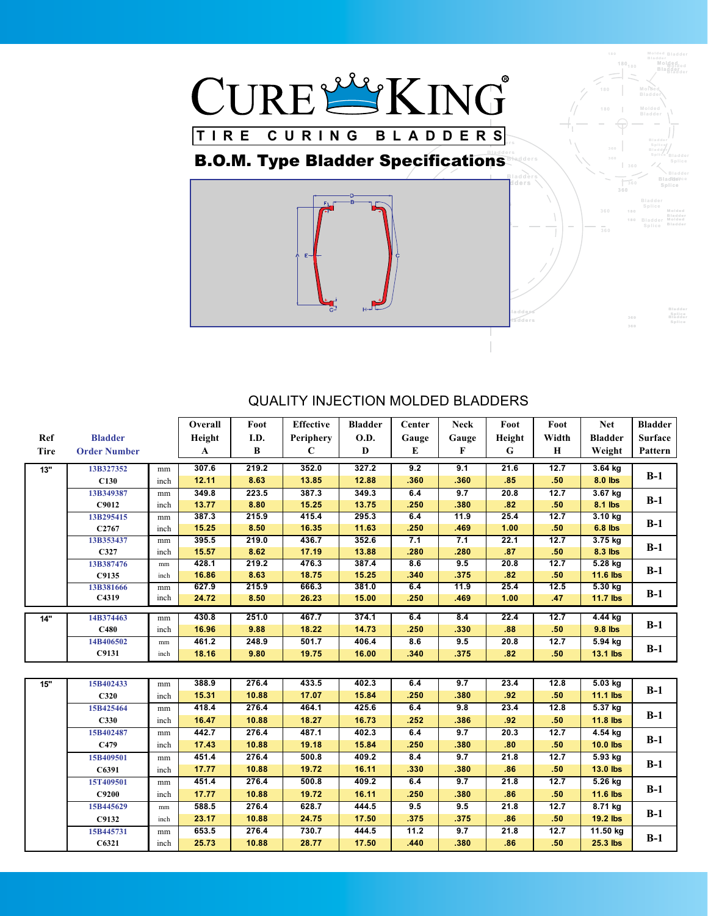# CURE KING®

## TIRE CURING BLADDERS

## B.O.M. Type Bladder Specifications

### QUALITY INJECTION MOLDED BLADDERS

| Ref Tire | Bladder Order Number | | Overall Height A | Foot I.D. B | Effective Periphery C | Bladder O.D. D | Center Gauge E | Neck Gauge F | Foot Height G | Foot Width H | Net Bladder Weight | Bladder Surface Pattern |
|---|---|---|---|---|---|---|---|---|---|---|---|---|
| 13" | 13B327352 | mm | 307.6 | 219.2 | 352.0 | 327.2 | 9.2 | 9.1 | 21.6 | 12.7 | 3.64 kg | B-1 |
| | C130 | inch | 12.11 | 8.63 | 13.85 | 12.88 | .360 | .360 | .85 | .50 | 8.0 lbs | |
| | 13B349387 | mm | 349.8 | 223.5 | 387.3 | 349.3 | 6.4 | 9.7 | 20.8 | 12.7 | 3.67 kg | B-1 |
| | C9012 | inch | 13.77 | 8.80 | 15.25 | 13.75 | .250 | .380 | .82 | .50 | 8.1 lbs | |
| | 13B295415 | mm | 387.3 | 215.9 | 415.4 | 295.3 | 6.4 | 11.9 | 25.4 | 12.7 | 3.10 kg | B-1 |
| | C2767 | inch | 15.25 | 8.50 | 16.35 | 11.63 | .250 | .469 | 1.00 | .50 | 6.8 lbs | |
| | 13B353437 | mm | 395.5 | 219.0 | 436.7 | 352.6 | 7.1 | 7.1 | 22.1 | 12.7 | 3.75 kg | B-1 |
| | C327 | inch | 15.57 | 8.62 | 17.19 | 13.88 | .280 | .280 | .87 | .50 | 8.3 lbs | |
| | 13B387476 | mm | 428.1 | 219.2 | 476.3 | 387.4 | 8.6 | 9.5 | 20.8 | 12.7 | 5.28 kg | B-1 |
| | C9135 | inch | 16.86 | 8.63 | 18.75 | 15.25 | .340 | .375 | .82 | .50 | 11.6 lbs | |
| | 13B381666 | mm | 627.9 | 215.9 | 666.3 | 381.0 | 6.4 | 11.9 | 25.4 | 12.5 | 5.30 kg | B-1 |
| | C4319 | inch | 24.72 | 8.50 | 26.23 | 15.00 | .250 | .469 | 1.00 | .47 | 11.7 lbs | |
| 14" | 14B374463 | mm | 430.8 | 251.0 | 467.7 | 374.1 | 6.4 | 8.4 | 22.4 | 12.7 | 4.44 kg | B-1 |
| | C480 | inch | 16.96 | 9.88 | 18.22 | 14.73 | .250 | .330 | .88 | .50 | 9.8 lbs | |
| | 14B406502 | mm | 461.2 | 248.9 | 501.7 | 406.4 | 8.6 | 9.5 | 20.8 | 12.7 | 5.94 kg | B-1 |
| | C9131 | inch | 18.16 | 9.80 | 19.75 | 16.00 | .340 | .375 | .82 | .50 | 13.1 lbs | |
| 15" | 15B402433 | mm | 388.9 | 276.4 | 433.5 | 402.3 | 6.4 | 9.7 | 23.4 | 12.8 | 5.03 kg | B-1 |
| | C320 | inch | 15.31 | 10.88 | 17.07 | 15.84 | .250 | .380 | .92 | .50 | 11.1 lbs | |
| | 15B425464 | mm | 418.4 | 276.4 | 464.1 | 425.6 | 6.4 | 9.8 | 23.4 | 12.8 | 5.37 kg | B-1 |
| | C330 | inch | 16.47 | 10.88 | 18.27 | 16.73 | .252 | .386 | .92 | .50 | 11.8 lbs | |
| | 15B402487 | mm | 442.7 | 276.4 | 487.1 | 402.3 | 6.4 | 9.7 | 20.3 | 12.7 | 4.54 kg | B-1 |
| | C479 | inch | 17.43 | 10.88 | 19.18 | 15.84 | .250 | .380 | .80 | .50 | 10.0 lbs | |
| | 15B409501 | mm | 451.4 | 276.4 | 500.8 | 409.2 | 8.4 | 9.7 | 21.8 | 12.7 | 5.93 kg | B-1 |
| | C6391 | inch | 17.77 | 10.88 | 19.72 | 16.11 | .330 | .380 | .86 | .50 | 13.0 lbs | |
| | 15T409501 | mm | 451.4 | 276.4 | 500.8 | 409.2 | 6.4 | 9.7 | 21.8 | 12.7 | 5.26 kg | B-1 |
| | C9200 | inch | 17.77 | 10.88 | 19.72 | 16.11 | .250 | .380 | .86 | .50 | 11.6 lbs | |
| | 15B445629 | mm | 588.5 | 276.4 | 628.7 | 444.5 | 9.5 | 9.5 | 21.8 | 12.7 | 8.71 kg | B-1 |
| | C9132 | inch | 23.17 | 10.88 | 24.75 | 17.50 | .375 | .375 | .86 | .50 | 19.2 lbs | |
| | 15B445731 | mm | 653.5 | 276.4 | 730.7 | 444.5 | 11.2 | 9.7 | 21.8 | 12.7 | 11.50 kg | B-1 |
| | C6321 | inch | 25.73 | 10.88 | 28.77 | 17.50 | .440 | .380 | .86 | .50 | 25.3 lbs | |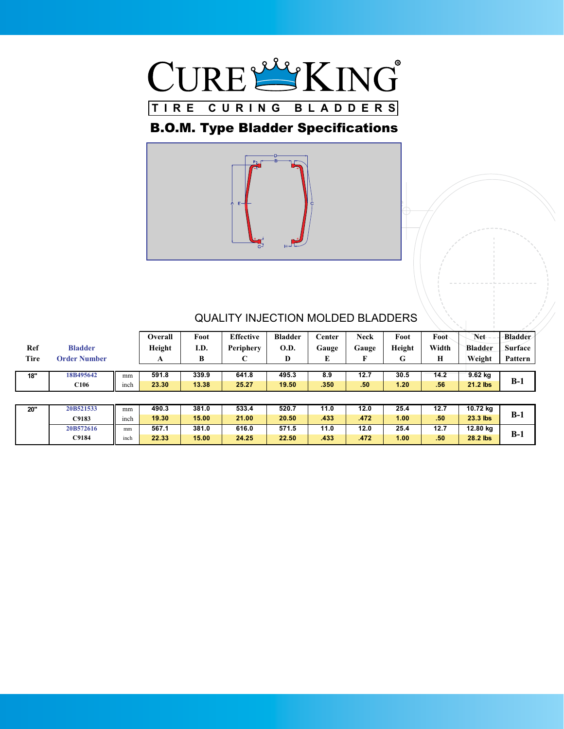# CURE KING®

**TIRE CURING BLADDERS**

## B.O.M. Type Bladder Specifications

QUALITY INJECTION MOLDED BLADDERS

| Ref Tire | Bladder Order Number | | Overall Height A | Foot I.D. B | Effective Periphery C | Bladder O.D. D | Center Gauge E | Neck Gauge F | Foot Height G | Foot Width H | Net Bladder Weight | Bladder Surface Pattern |
|---|---|---|---|---|---|---|---|---|---|---|---|---|
| 18" | 18B495642 | mm | 591.8 | 339.9 | 641.8 | 495.3 | 8.9 | 12.7 | 30.5 | 14.2 | 9.62 kg | B-1 |
| | C106 | inch | 23.30 | 13.38 | 25.27 | 19.50 | .350 | .50 | 1.20 | .56 | 21.2 lbs | |
| 20" | 20B521533 | mm | 490.3 | 381.0 | 533.4 | 520.7 | 11.0 | 12.0 | 25.4 | 12.7 | 10.72 kg | B-1 |
| | C9183 | inch | 19.30 | 15.00 | 21.00 | 20.50 | .433 | .472 | 1.00 | .50 | 23.3 lbs | |
| | 20B572616 | mm | 567.1 | 381.0 | 616.0 | 571.5 | 11.0 | 12.0 | 25.4 | 12.7 | 12.80 kg | B-1 |
| | C9184 | inch | 22.33 | 15.00 | 24.25 | 22.50 | .433 | .472 | 1.00 | .50 | 28.2 lbs | |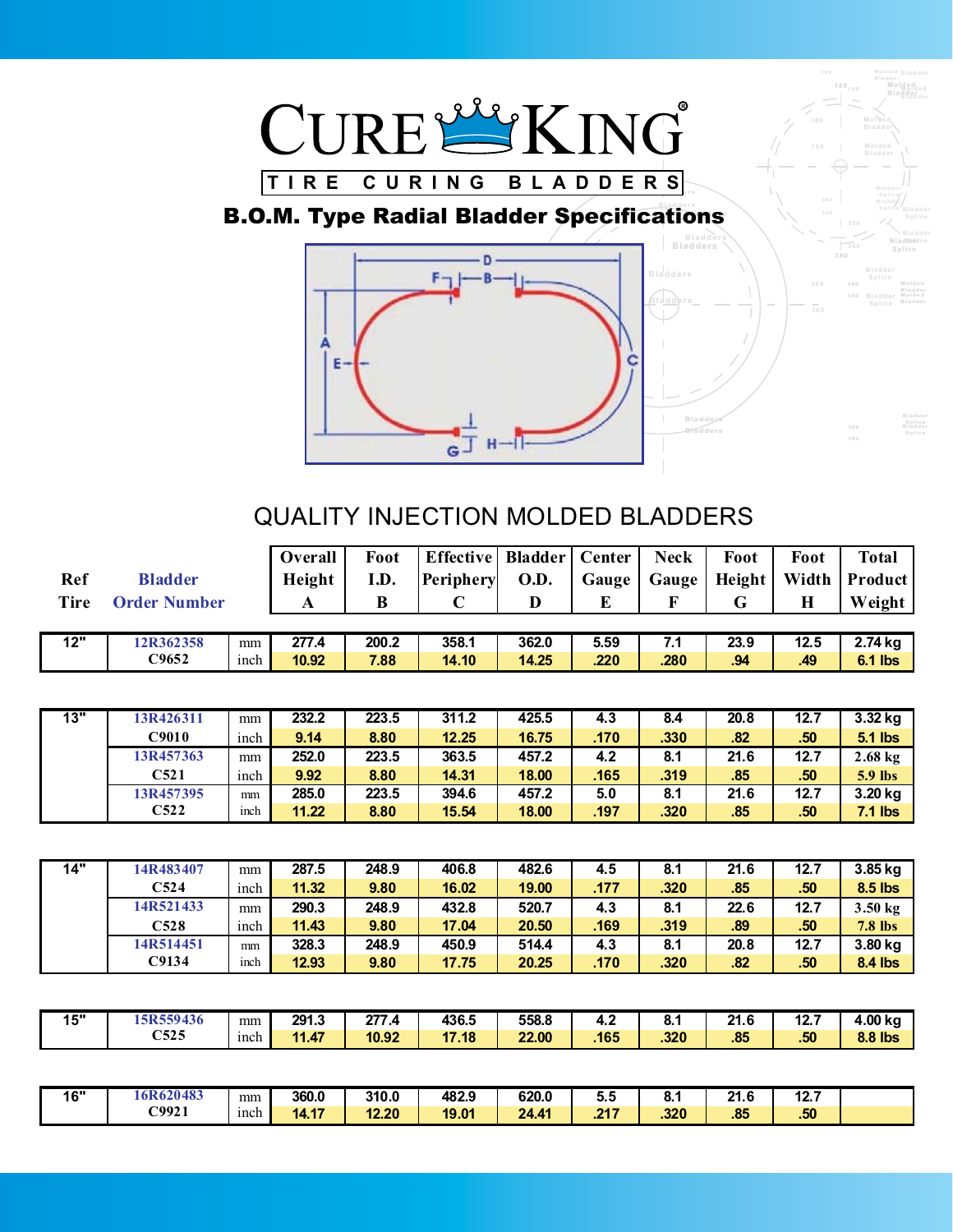# CURE KING®

**TIRE CURING BLADDERS**

## B.O.M. Type Radial Bladder Specifications

## QUALITY INJECTION MOLDED BLADDERS

| Ref Tire | Bladder Order Number | | Overall Height A | Foot I.D. B | Effective Periphery C | Bladder O.D. D | Center Gauge E | Neck Gauge F | Foot Height G | Foot Width H | Total Product Weight |
|---|---|---|---|---|---|---|---|---|---|---|---|
| 12" | 12R362358 | mm | 277.4 | 200.2 | 358.1 | 362.0 | 5.59 | 7.1 | 23.9 | 12.5 | 2.74 kg |
| | C9652 | inch | 10.92 | 7.88 | 14.10 | 14.25 | .220 | .280 | .94 | .49 | 6.1 lbs |
| 13" | 13R426311 | mm | 232.2 | 223.5 | 311.2 | 425.5 | 4.3 | 8.4 | 20.8 | 12.7 | 3.32 kg |
| | C9010 | inch | 9.14 | 8.80 | 12.25 | 16.75 | .170 | .330 | .82 | .50 | 5.1 lbs |
| | 13R457363 | mm | 252.0 | 223.5 | 363.5 | 457.2 | 4.2 | 8.1 | 21.6 | 12.7 | 2.68 kg |
| | C521 | inch | 9.92 | 8.80 | 14.31 | 18.00 | .165 | .319 | .85 | .50 | 5.9 lbs |
| | 13R457395 | mm | 285.0 | 223.5 | 394.6 | 457.2 | 5.0 | 8.1 | 21.6 | 12.7 | 3.20 kg |
| | C522 | inch | 11.22 | 8.80 | 15.54 | 18.00 | .197 | .320 | .85 | .50 | 7.1 lbs |
| 14" | 14R483407 | mm | 287.5 | 248.9 | 406.8 | 482.6 | 4.5 | 8.1 | 21.6 | 12.7 | 3.85 kg |
| | C524 | inch | 11.32 | 9.80 | 16.02 | 19.00 | .177 | .320 | .85 | .50 | 8.5 lbs |
| | 14R521433 | mm | 290.3 | 248.9 | 432.8 | 520.7 | 4.3 | 8.1 | 22.6 | 12.7 | 3.50 kg |
| | C528 | inch | 11.43 | 9.80 | 17.04 | 20.50 | .169 | .319 | .89 | .50 | 7.8 lbs |
| | 14R514451 | mm | 328.3 | 248.9 | 450.9 | 514.4 | 4.3 | 8.1 | 20.8 | 12.7 | 3.80 kg |
| | C9134 | inch | 12.93 | 9.80 | 17.75 | 20.25 | .170 | .320 | .82 | .50 | 8.4 lbs |
| 15" | 15R559436 | mm | 291.3 | 277.4 | 436.5 | 558.8 | 4.2 | 8.1 | 21.6 | 12.7 | 4.00 kg |
| | C525 | inch | 11.47 | 10.92 | 17.18 | 22.00 | .165 | .320 | .85 | .50 | 8.8 lbs |
| 16" | 16R620483 | mm | 360.0 | 310.0 | 482.9 | 620.0 | 5.5 | 8.1 | 21.6 | 12.7 | |
| | C9921 | inch | 14.17 | 12.20 | 19.01 | 24.41 | .217 | .320 | .85 | .50 | |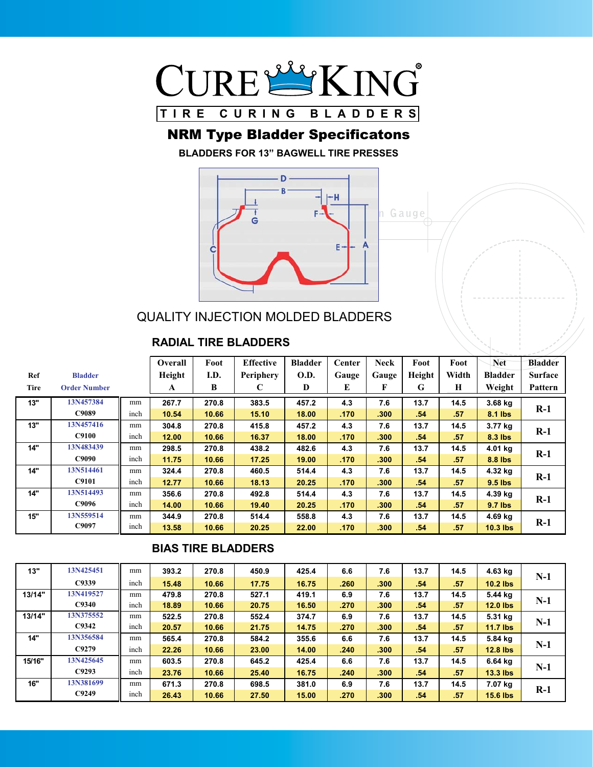# CURE KING®

**TIRE CURING BLADDERS**

## NRM Type Bladder Specificatons

**BLADDERS FOR 13" BAGWELL TIRE PRESSES**

QUALITY INJECTION MOLDED BLADDERS

### RADIAL TIRE BLADDERS

| Ref Tire | Bladder Order Number | | Overall Height A | Foot I.D. B | Effective Periphery C | Bladder O.D. D | Center Gauge E | Neck Gauge F | Foot Height G | Foot Width H | Net Bladder Weight | Bladder Surface Pattern |
|---|---|---|---|---|---|---|---|---|---|---|---|---|
| 13" | 13N457384 | mm | 267.7 | 270.8 | 383.5 | 457.2 | 4.3 | 7.6 | 13.7 | 14.5 | 3.68 kg | R-1 |
| | C9089 | inch | 10.54 | 10.66 | 15.10 | 18.00 | .170 | .300 | .54 | .57 | 8.1 lbs | |
| 13" | 13N457416 | mm | 304.8 | 270.8 | 415.8 | 457.2 | 4.3 | 7.6 | 13.7 | 14.5 | 3.77 kg | R-1 |
| | C9100 | inch | 12.00 | 10.66 | 16.37 | 18.00 | .170 | .300 | .54 | .57 | 8.3 lbs | |
| 14" | 13N483439 | mm | 298.5 | 270.8 | 438.2 | 482.6 | 4.3 | 7.6 | 13.7 | 14.5 | 4.01 kg | R-1 |
| | C9090 | inch | 11.75 | 10.66 | 17.25 | 19.00 | .170 | .300 | .54 | .57 | 8.8 lbs | |
| 14" | 13N514461 | mm | 324.4 | 270.8 | 460.5 | 514.4 | 4.3 | 7.6 | 13.7 | 14.5 | 4.32 kg | R-1 |
| | C9101 | inch | 12.77 | 10.66 | 18.13 | 20.25 | .170 | .300 | .54 | .57 | 9.5 lbs | |
| 14" | 13N514493 | mm | 356.6 | 270.8 | 492.8 | 514.4 | 4.3 | 7.6 | 13.7 | 14.5 | 4.39 kg | R-1 |
| | C9096 | inch | 14.00 | 10.66 | 19.40 | 20.25 | .170 | .300 | .54 | .57 | 9.7 lbs | |
| 15" | 13N559514 | mm | 344.9 | 270.8 | 514.4 | 558.8 | 4.3 | 7.6 | 13.7 | 14.5 | 4.69 kg | R-1 |
| | C9097 | inch | 13.58 | 10.66 | 20.25 | 22.00 | .170 | .300 | .54 | .57 | 10.3 lbs | |

### BIAS TIRE BLADDERS

| Ref Tire | Bladder Order Number | | Overall Height A | Foot I.D. B | Effective Periphery C | Bladder O.D. D | Center Gauge E | Neck Gauge F | Foot Height G | Foot Width H | Net Bladder Weight | Bladder Surface Pattern |
|---|---|---|---|---|---|---|---|---|---|---|---|---|
| 13" | 13N425451 | mm | 393.2 | 270.8 | 450.9 | 425.4 | 6.6 | 7.6 | 13.7 | 14.5 | 4.63 kg | N-1 |
| | C9339 | inch | 15.48 | 10.66 | 17.75 | 16.75 | .260 | .300 | .54 | .57 | 10.2 lbs | |
| 13/14" | 13N419527 | mm | 479.8 | 270.8 | 527.1 | 419.1 | 6.9 | 7.6 | 13.7 | 14.5 | 5.44 kg | N-1 |
| | C9340 | inch | 18.89 | 10.66 | 20.75 | 16.50 | .270 | .300 | .54 | .57 | 12.0 lbs | |
| 13/14" | 13N375552 | mm | 522.5 | 270.8 | 552.4 | 374.7 | 6.9 | 7.6 | 13.7 | 14.5 | 5.31 kg | N-1 |
| | C9342 | inch | 20.57 | 10.66 | 21.75 | 14.75 | .270 | .300 | .54 | .57 | 11.7 lbs | |
| 14" | 13N356584 | mm | 565.4 | 270.8 | 584.2 | 355.6 | 6.6 | 7.6 | 13.7 | 14.5 | 5.84 kg | N-1 |
| | C9279 | inch | 22.26 | 10.66 | 23.00 | 14.00 | .240 | .300 | .54 | .57 | 12.8 lbs | |
| 15/16" | 13N425645 | mm | 603.5 | 270.8 | 645.2 | 425.4 | 6.6 | 7.6 | 13.7 | 14.5 | 6.64 kg | N-1 |
| | C9293 | inch | 23.76 | 10.66 | 25.40 | 16.75 | .240 | .300 | .54 | .57 | 13.3 lbs | |
| 16" | 13N381699 | mm | 671.3 | 270.8 | 698.5 | 381.0 | 6.9 | 7.6 | 13.7 | 14.5 | 7.07 kg | R-1 |
| | C9249 | inch | 26.43 | 10.66 | 27.50 | 15.00 | .270 | .300 | .54 | .57 | 15.6 lbs | |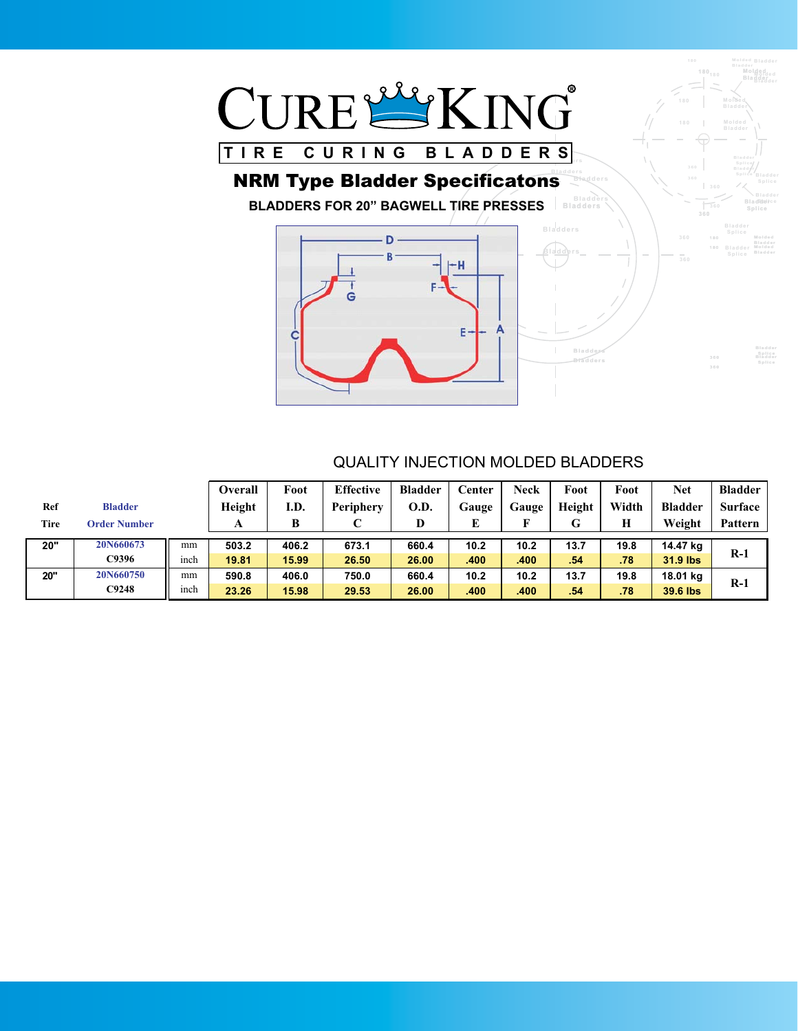# CureKing®

## TIRE CURING BLADDERS

## NRM Type Bladder Specificatons

### BLADDERS FOR 20" BAGWELL TIRE PRESSES

QUALITY INJECTION MOLDED BLADDERS

| Ref Tire | Bladder Order Number | | Overall Height A | Foot I.D. B | Effective Periphery C | Bladder O.D. D | Center Gauge E | Neck Gauge F | Foot Height G | Foot Width H | Net Bladder Weight | Bladder Surface Pattern |
|---|---|---|---|---|---|---|---|---|---|---|---|---|
| 20" | 20N660673 | mm | 503.2 | 406.2 | 673.1 | 660.4 | 10.2 | 10.2 | 13.7 | 19.8 | 14.47 kg | R-1 |
| | C9396 | inch | 19.81 | 15.99 | 26.50 | 26.00 | .400 | .400 | .54 | .78 | 31.9 lbs | |
| 20" | 20N660750 | mm | 590.8 | 406.0 | 750.0 | 660.4 | 10.2 | 10.2 | 13.7 | 19.8 | 18.01 kg | R-1 |
| | C9248 | inch | 23.26 | 15.98 | 29.53 | 26.00 | .400 | .400 | .54 | .78 | 39.6 lbs | |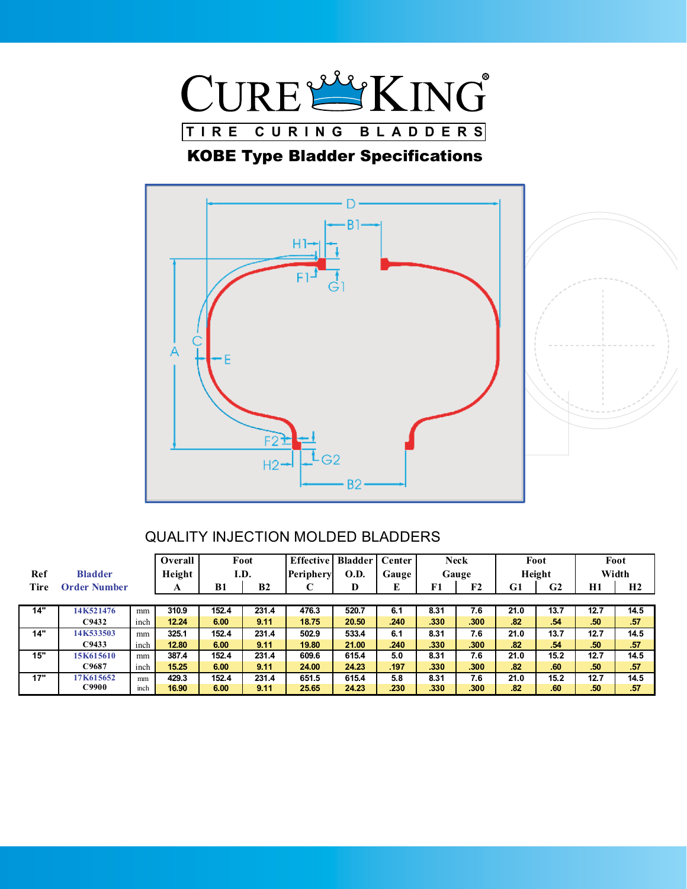# CURE KING®

TIRE CURING BLADDERS

## KOBE Type Bladder Specifications

QUALITY INJECTION MOLDED BLADDERS

| Ref Tire | Bladder Order Number | | Overall Height A | Foot I.D. B1 | Foot I.D. B2 | Effective Periphery C | Bladder O.D. D | Center Gauge E | Neck Gauge F1 | Neck Gauge F2 | Foot Height G1 | Foot Height G2 | Foot Width H1 | Foot Width H2 |
|---|---|---|---|---|---|---|---|---|---|---|---|---|---|---|
| 14" | 14K521476 | mm | 310.9 | 152.4 | 231.4 | 476.3 | 520.7 | 6.1 | 8.31 | 7.6 | 21.0 | 13.7 | 12.7 | 14.5 |
| | C9432 | inch | 12.24 | 6.00 | 9.11 | 18.75 | 20.50 | .240 | .330 | .300 | .82 | .54 | .50 | .57 |
| 14" | 14K533503 | mm | 325.1 | 152.4 | 231.4 | 502.9 | 533.4 | 6.1 | 8.31 | 7.6 | 21.0 | 13.7 | 12.7 | 14.5 |
| | C9433 | inch | 12.80 | 6.00 | 9.11 | 19.80 | 21.00 | .240 | .330 | .300 | .82 | .54 | .50 | .57 |
| 15" | 15K615610 | mm | 387.4 | 152.4 | 231.4 | 609.6 | 615.4 | 5.0 | 8.31 | 7.6 | 21.0 | 15.2 | 12.7 | 14.5 |
| | C9687 | inch | 15.25 | 6.00 | 9.11 | 24.00 | 24.23 | .197 | .330 | .300 | .82 | .60 | .50 | .57 |
| 17" | 17K615652 | mm | 429.3 | 152.4 | 231.4 | 651.5 | 615.4 | 5.8 | 8.31 | 7.6 | 21.0 | 15.2 | 12.7 | 14.5 |
| | C9900 | inch | 16.90 | 6.00 | 9.11 | 25.65 | 24.23 | .230 | .330 | .300 | .82 | .60 | .50 | .57 |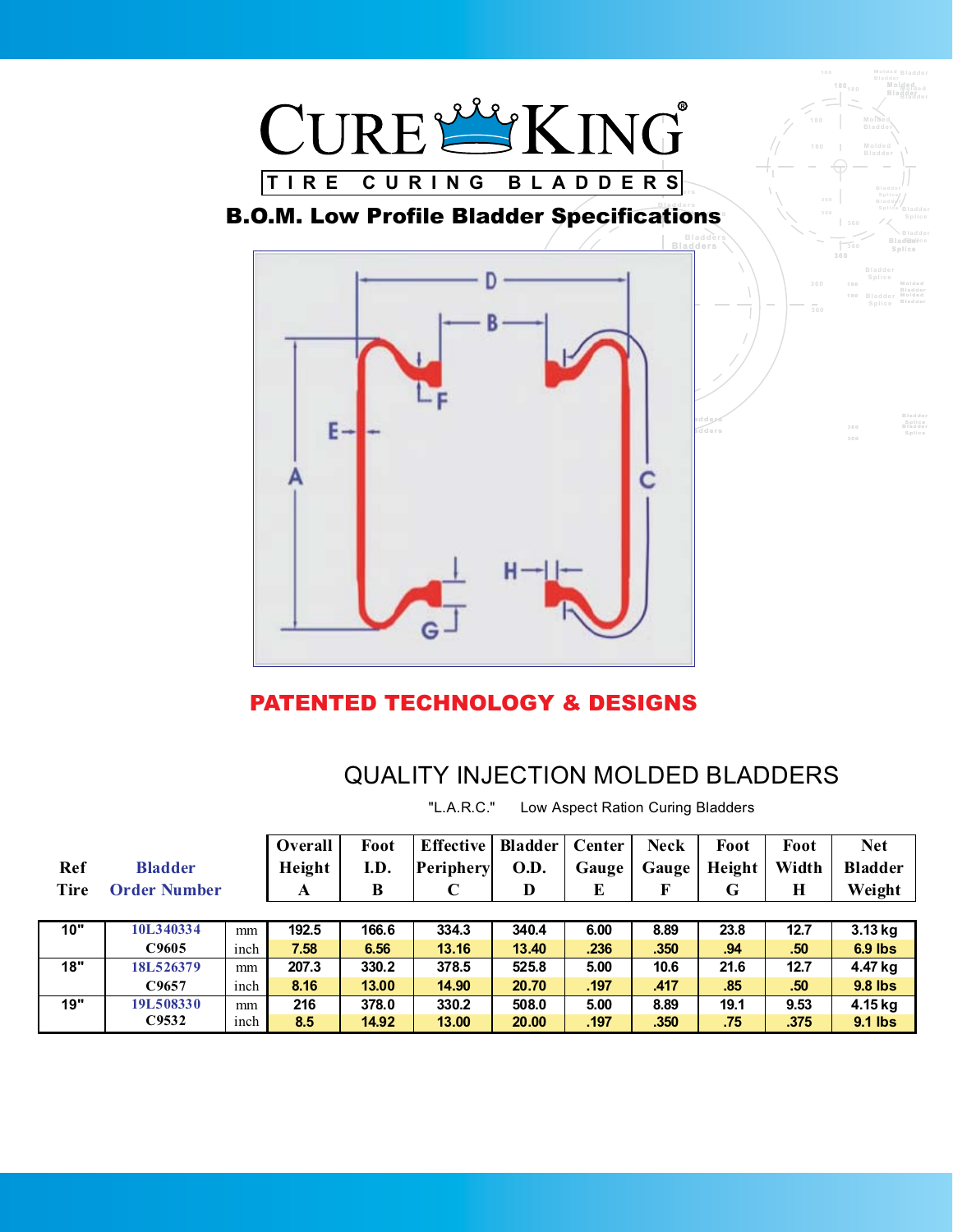# CURE KING®

**TIRE CURING BLADDERS**

## B.O.M. Low Profile Bladder Specifications

**PATENTED TECHNOLOGY & DESIGNS**

## QUALITY INJECTION MOLDED BLADDERS

"L.A.R.C." Low Aspect Ration Curing Bladders

| Ref Tire | Bladder Order Number | | Overall Height A | Foot I.D. B | Effective Periphery C | Bladder O.D. D | Center Gauge E | Neck Gauge F | Foot Height G | Foot Width H | Net Bladder Weight |
|---|---|---|---|---|---|---|---|---|---|---|---|
| 10" | 10L340334 | mm | 192.5 | 166.6 | 334.3 | 340.4 | 6.00 | 8.89 | 23.8 | 12.7 | 3.13 kg |
| | C9605 | inch | 7.58 | 6.56 | 13.16 | 13.40 | .236 | .350 | .94 | .50 | 6.9 lbs |
| 18" | 18L526379 | mm | 207.3 | 330.2 | 378.5 | 525.8 | 5.00 | 10.6 | 21.6 | 12.7 | 4.47 kg |
| | C9657 | inch | 8.16 | 13.00 | 14.90 | 20.70 | .197 | .417 | .85 | .50 | 9.8 lbs |
| 19" | 19L508330 | mm | 216 | 378.0 | 330.2 | 508.0 | 5.00 | 8.89 | 19.1 | 9.53 | 4.15 kg |
| | C9532 | inch | 8.5 | 14.92 | 13.00 | 20.00 | .197 | .350 | .75 | .375 | 9.1 lbs |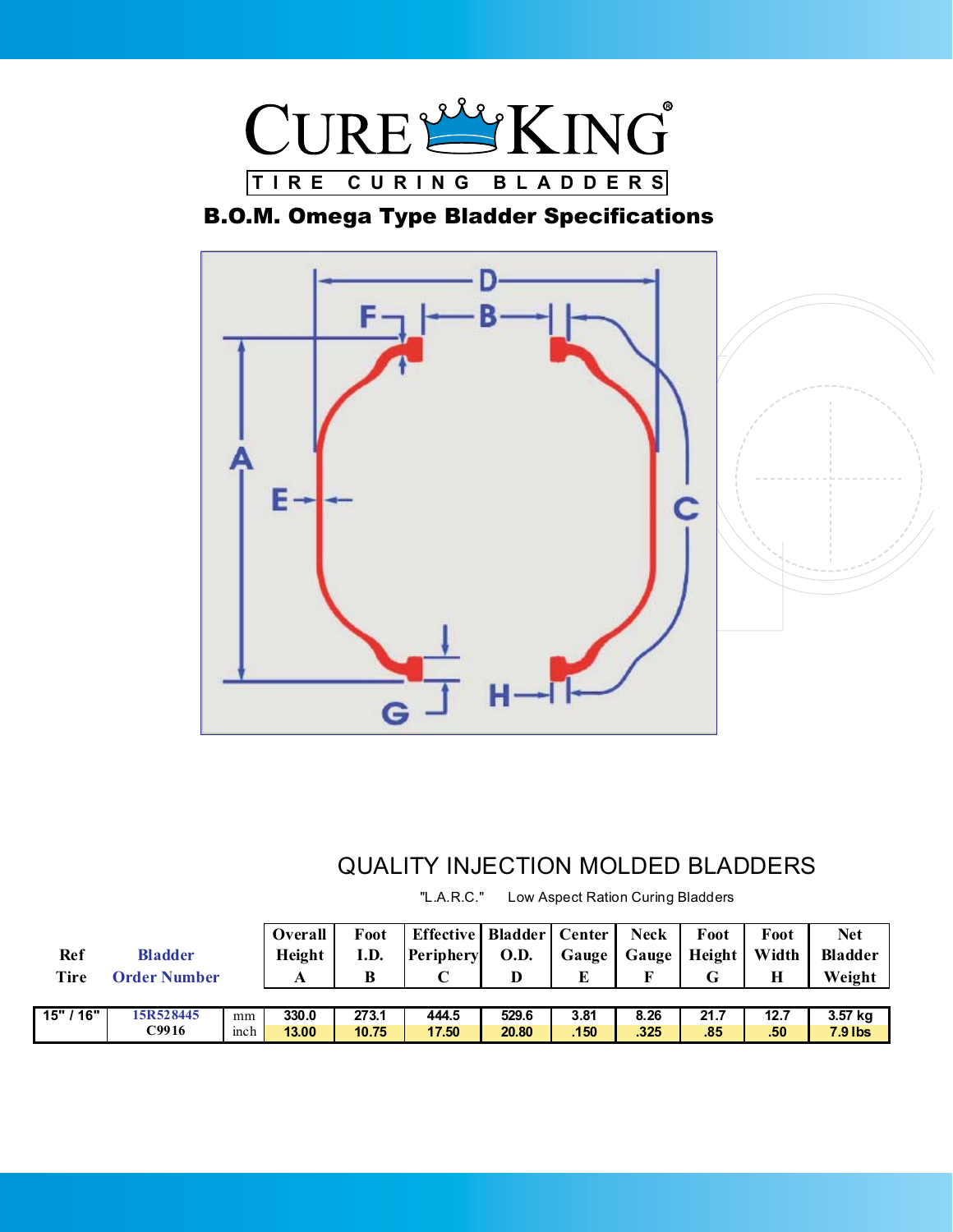# CURE KING®

TIRE CURING BLADDERS

## B.O.M. Omega Type Bladder Specifications

## QUALITY INJECTION MOLDED BLADDERS

"L.A.R.C." Low Aspect Ration Curing Bladders

| Ref Tire | Bladder Order Number | | Overall Height A | Foot I.D. B | Effective Periphery C | Bladder O.D. D | Center Gauge E | Neck Gauge F | Foot Height G | Foot Width H | Net Bladder Weight |
|---|---|---|---|---|---|---|---|---|---|---|---|
| 15" / 16" | 15R528445 | mm | 330.0 | 273.1 | 444.5 | 529.6 | 3.81 | 8.26 | 21.7 | 12.7 | 3.57 kg |
| | C9916 | inch | 13.00 | 10.75 | 17.50 | 20.80 | .150 | .325 | .85 | .50 | 7.9 lbs |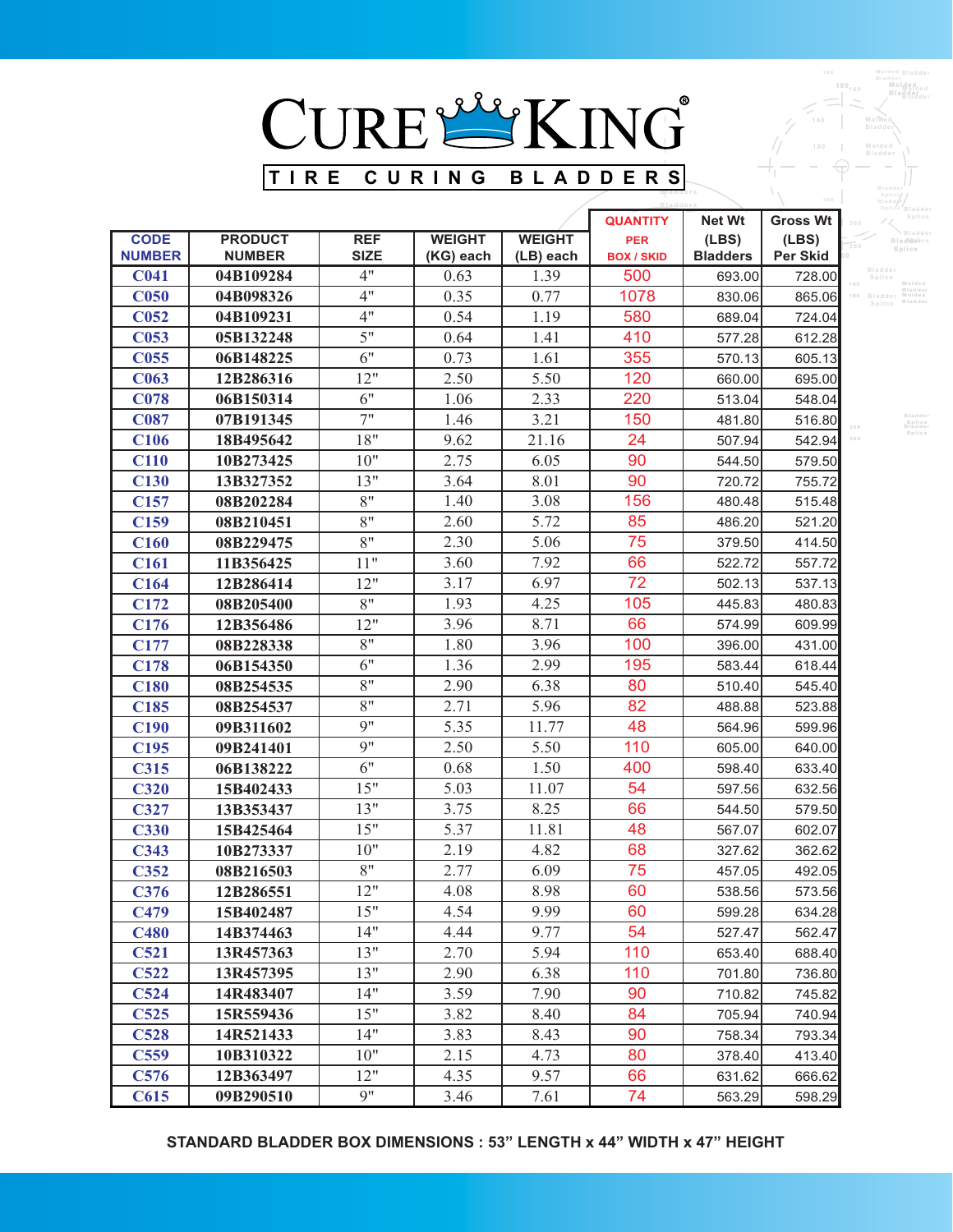# CURE KING®

## TIRE CURING BLADDERS

| CODE NUMBER | PRODUCT NUMBER | REF SIZE | WEIGHT (KG) each | WEIGHT (LB) each | QUANTITY PER BOX / SKID | Net Wt (LBS) Bladders | Gross Wt (LBS) Per Skid |
|---|---|---|---|---|---|---|---|
| C041 | 04B109284 | 4" | 0.63 | 1.39 | 500 | 693.00 | 728.00 |
| C050 | 04B098326 | 4" | 0.35 | 0.77 | 1078 | 830.06 | 865.06 |
| C052 | 04B109231 | 4" | 0.54 | 1.19 | 580 | 689.04 | 724.04 |
| C053 | 05B132248 | 5" | 0.64 | 1.41 | 410 | 577.28 | 612.28 |
| C055 | 06B148225 | 6" | 0.73 | 1.61 | 355 | 570.13 | 605.13 |
| C063 | 12B286316 | 12" | 2.50 | 5.50 | 120 | 660.00 | 695.00 |
| C078 | 06B150314 | 6" | 1.06 | 2.33 | 220 | 513.04 | 548.04 |
| C087 | 07B191345 | 7" | 1.46 | 3.21 | 150 | 481.80 | 516.80 |
| C106 | 18B495642 | 18" | 9.62 | 21.16 | 24 | 507.94 | 542.94 |
| C110 | 10B273425 | 10" | 2.75 | 6.05 | 90 | 544.50 | 579.50 |
| C130 | 13B327352 | 13" | 3.64 | 8.01 | 90 | 720.72 | 755.72 |
| C157 | 08B202284 | 8" | 1.40 | 3.08 | 156 | 480.48 | 515.48 |
| C159 | 08B210451 | 8" | 2.60 | 5.72 | 85 | 486.20 | 521.20 |
| C160 | 08B229475 | 8" | 2.30 | 5.06 | 75 | 379.50 | 414.50 |
| C161 | 11B356425 | 11" | 3.60 | 7.92 | 66 | 522.72 | 557.72 |
| C164 | 12B286414 | 12" | 3.17 | 6.97 | 72 | 502.13 | 537.13 |
| C172 | 08B205400 | 8" | 1.93 | 4.25 | 105 | 445.83 | 480.83 |
| C176 | 12B356486 | 12" | 3.96 | 8.71 | 66 | 574.99 | 609.99 |
| C177 | 08B228338 | 8" | 1.80 | 3.96 | 100 | 396.00 | 431.00 |
| C178 | 06B154350 | 6" | 1.36 | 2.99 | 195 | 583.44 | 618.44 |
| C180 | 08B254535 | 8" | 2.90 | 6.38 | 80 | 510.40 | 545.40 |
| C185 | 08B254537 | 8" | 2.71 | 5.96 | 82 | 488.88 | 523.88 |
| C190 | 09B311602 | 9" | 5.35 | 11.77 | 48 | 564.96 | 599.96 |
| C195 | 09B241401 | 9" | 2.50 | 5.50 | 110 | 605.00 | 640.00 |
| C315 | 06B138222 | 6" | 0.68 | 1.50 | 400 | 598.40 | 633.40 |
| C320 | 15B402433 | 15" | 5.03 | 11.07 | 54 | 597.56 | 632.56 |
| C327 | 13B353437 | 13" | 3.75 | 8.25 | 66 | 544.50 | 579.50 |
| C330 | 15B425464 | 15" | 5.37 | 11.81 | 48 | 567.07 | 602.07 |
| C343 | 10B273337 | 10" | 2.19 | 4.82 | 68 | 327.62 | 362.62 |
| C352 | 08B216503 | 8" | 2.77 | 6.09 | 75 | 457.05 | 492.05 |
| C376 | 12B286551 | 12" | 4.08 | 8.98 | 60 | 538.56 | 573.56 |
| C479 | 15B402487 | 15" | 4.54 | 9.99 | 60 | 599.28 | 634.28 |
| C480 | 14B374463 | 14" | 4.44 | 9.77 | 54 | 527.47 | 562.47 |
| C521 | 13R457363 | 13" | 2.70 | 5.94 | 110 | 653.40 | 688.40 |
| C522 | 13R457395 | 13" | 2.90 | 6.38 | 110 | 701.80 | 736.80 |
| C524 | 14R483407 | 14" | 3.59 | 7.90 | 90 | 710.82 | 745.82 |
| C525 | 15R559436 | 15" | 3.82 | 8.40 | 84 | 705.94 | 740.94 |
| C528 | 14R521433 | 14" | 3.83 | 8.43 | 90 | 758.34 | 793.34 |
| C559 | 10B310322 | 10" | 2.15 | 4.73 | 80 | 378.40 | 413.40 |
| C576 | 12B363497 | 12" | 4.35 | 9.57 | 66 | 631.62 | 666.62 |
| C615 | 09B290510 | 9" | 3.46 | 7.61 | 74 | 563.29 | 598.29 |

**STANDARD BLADDER BOX DIMENSIONS : 53" LENGTH x 44" WIDTH x 47" HEIGHT**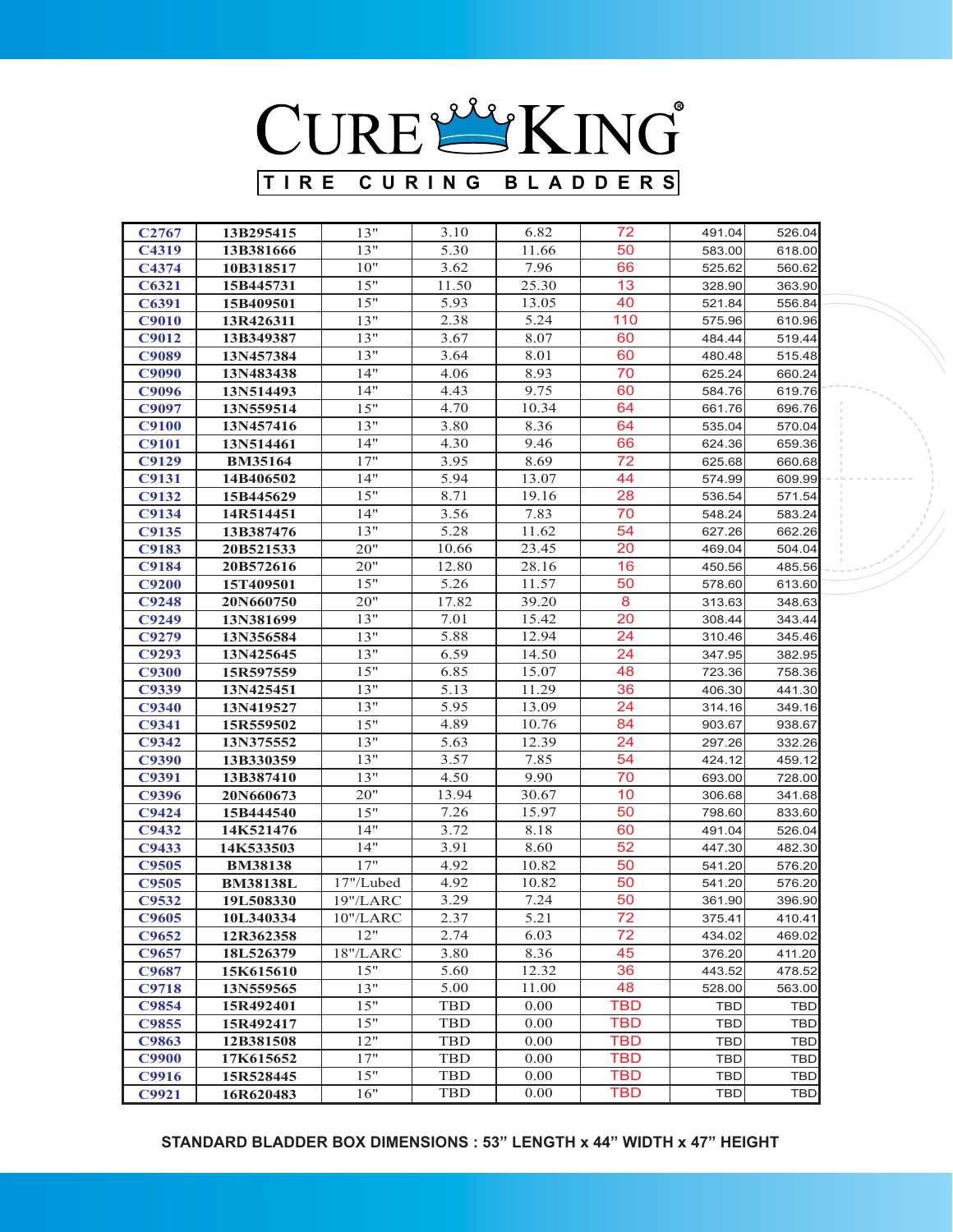# CURE KING®

**TIRE CURING BLADDERS**

| | | | | | | | |
|---|---|---|---|---|---|---|---|
| C2767 | 13B295415 | 13" | 3.10 | 6.82 | 72 | 491.04 | 526.04 |
| C4319 | 13B381666 | 13" | 5.30 | 11.66 | 50 | 583.00 | 618.00 |
| C4374 | 10B318517 | 10" | 3.62 | 7.96 | 66 | 525.62 | 560.62 |
| C6321 | 15B445731 | 15" | 11.50 | 25.30 | 13 | 328.90 | 363.90 |
| C6391 | 15B409501 | 15" | 5.93 | 13.05 | 40 | 521.84 | 556.84 |
| C9010 | 13R426311 | 13" | 2.38 | 5.24 | 110 | 575.96 | 610.96 |
| C9012 | 13B349387 | 13" | 3.67 | 8.07 | 60 | 484.44 | 519.44 |
| C9089 | 13N457384 | 13" | 3.64 | 8.01 | 60 | 480.48 | 515.48 |
| C9090 | 13N483438 | 14" | 4.06 | 8.93 | 70 | 625.24 | 660.24 |
| C9096 | 13N514493 | 14" | 4.43 | 9.75 | 60 | 584.76 | 619.76 |
| C9097 | 13N559514 | 15" | 4.70 | 10.34 | 64 | 661.76 | 696.76 |
| C9100 | 13N457416 | 13" | 3.80 | 8.36 | 64 | 535.04 | 570.04 |
| C9101 | 13N514461 | 14" | 4.30 | 9.46 | 66 | 624.36 | 659.36 |
| C9129 | BM35164 | 17" | 3.95 | 8.69 | 72 | 625.68 | 660.68 |
| C9131 | 14B406502 | 14" | 5.94 | 13.07 | 44 | 574.99 | 609.99 |
| C9132 | 15B445629 | 15" | 8.71 | 19.16 | 28 | 536.54 | 571.54 |
| C9134 | 14R514451 | 14" | 3.56 | 7.83 | 70 | 548.24 | 583.24 |
| C9135 | 13B387476 | 13" | 5.28 | 11.62 | 54 | 627.26 | 662.26 |
| C9183 | 20B521533 | 20" | 10.66 | 23.45 | 20 | 469.04 | 504.04 |
| C9184 | 20B572616 | 20" | 12.80 | 28.16 | 16 | 450.56 | 485.56 |
| C9200 | 15T409501 | 15" | 5.26 | 11.57 | 50 | 578.60 | 613.60 |
| C9248 | 20N660750 | 20" | 17.82 | 39.20 | 8 | 313.63 | 348.63 |
| C9249 | 13N381699 | 13" | 7.01 | 15.42 | 20 | 308.44 | 343.44 |
| C9279 | 13N356584 | 13" | 5.88 | 12.94 | 24 | 310.46 | 345.46 |
| C9293 | 13N425645 | 13" | 6.59 | 14.50 | 24 | 347.95 | 382.95 |
| C9300 | 15R597559 | 15" | 6.85 | 15.07 | 48 | 723.36 | 758.36 |
| C9339 | 13N425451 | 13" | 5.13 | 11.29 | 36 | 406.30 | 441.30 |
| C9340 | 13N419527 | 13" | 5.95 | 13.09 | 24 | 314.16 | 349.16 |
| C9341 | 15R559502 | 15" | 4.89 | 10.76 | 84 | 903.67 | 938.67 |
| C9342 | 13N375552 | 13" | 5.63 | 12.39 | 24 | 297.26 | 332.26 |
| C9390 | 13B330359 | 13" | 3.57 | 7.85 | 54 | 424.12 | 459.12 |
| C9391 | 13B387410 | 13" | 4.50 | 9.90 | 70 | 693.00 | 728.00 |
| C9396 | 20N660673 | 20" | 13.94 | 30.67 | 10 | 306.68 | 341.68 |
| C9424 | 15B444540 | 15" | 7.26 | 15.97 | 50 | 798.60 | 833.60 |
| C9432 | 14K521476 | 14" | 3.72 | 8.18 | 60 | 491.04 | 526.04 |
| C9433 | 14K533503 | 14" | 3.91 | 8.60 | 52 | 447.30 | 482.30 |
| C9505 | BM38138 | 17" | 4.92 | 10.82 | 50 | 541.20 | 576.20 |
| C9505 | BM38138L | 17"/Lubed | 4.92 | 10.82 | 50 | 541.20 | 576.20 |
| C9532 | 19L508330 | 19"/LARC | 3.29 | 7.24 | 50 | 361.90 | 396.90 |
| C9605 | 10L340334 | 10"/LARC | 2.37 | 5.21 | 72 | 375.41 | 410.41 |
| C9652 | 12R362358 | 12" | 2.74 | 6.03 | 72 | 434.02 | 469.02 |
| C9657 | 18L526379 | 18"/LARC | 3.80 | 8.36 | 45 | 376.20 | 411.20 |
| C9687 | 15K615610 | 15" | 5.60 | 12.32 | 36 | 443.52 | 478.52 |
| C9718 | 13N559565 | 13" | 5.00 | 11.00 | 48 | 528.00 | 563.00 |
| C9854 | 15R492401 | 15" | TBD | 0.00 | TBD | TBD | TBD |
| C9855 | 15R492417 | 15" | TBD | 0.00 | TBD | TBD | TBD |
| C9863 | 12B381508 | 12" | TBD | 0.00 | TBD | TBD | TBD |
| C9900 | 17K615652 | 17" | TBD | 0.00 | TBD | TBD | TBD |
| C9916 | 15R528445 | 15" | TBD | 0.00 | TBD | TBD | TBD |
| C9921 | 16R620483 | 16" | TBD | 0.00 | TBD | TBD | TBD |

**STANDARD BLADDER BOX DIMENSIONS : 53" LENGTH x 44" WIDTH x 47" HEIGHT**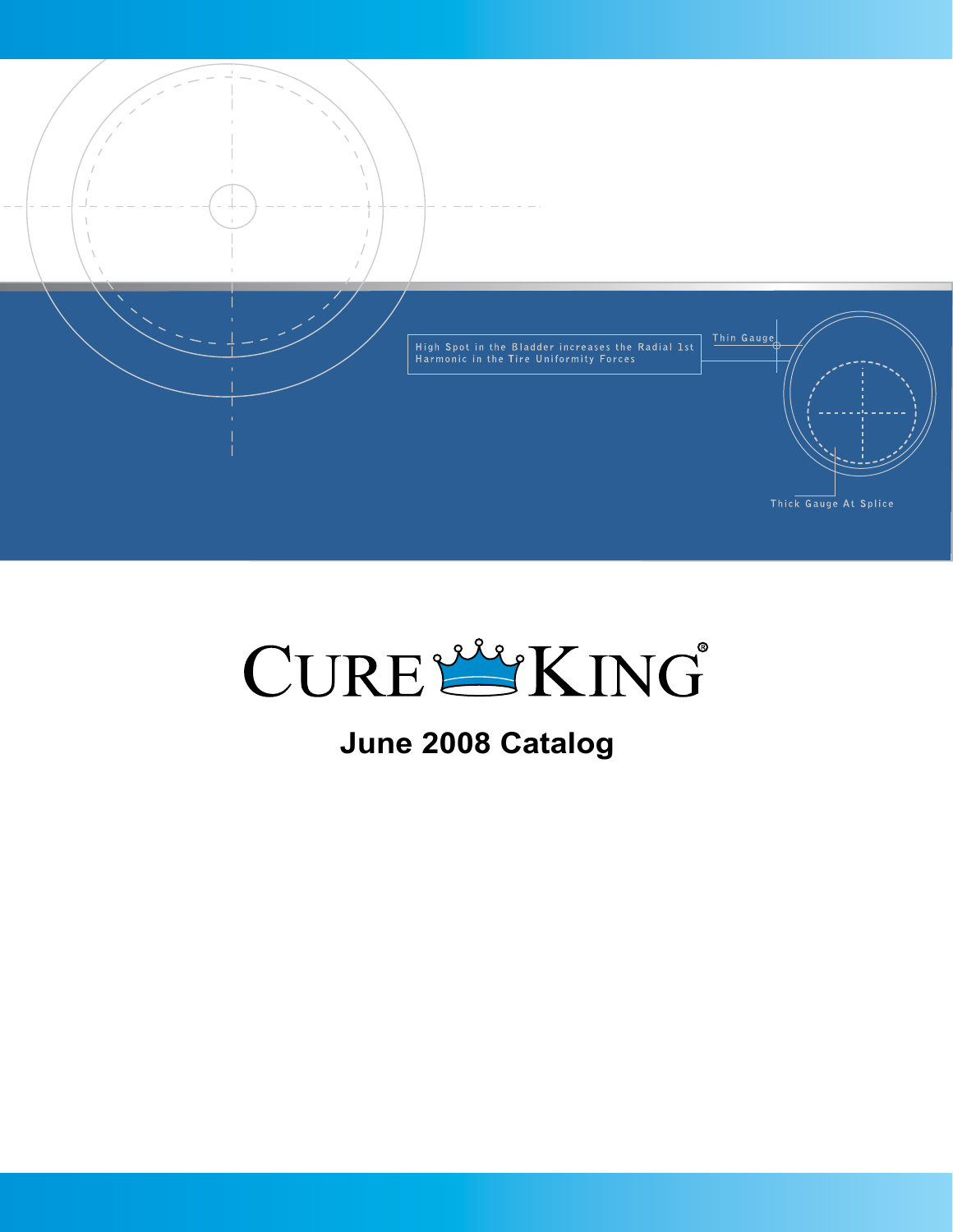High Spot in the Bladder increases the Radial 1st Harmonic in the Tire Uniformity Forces

Thin Gauge

Thick Gauge At Splice

# CURE KING®

## June 2008 Catalog